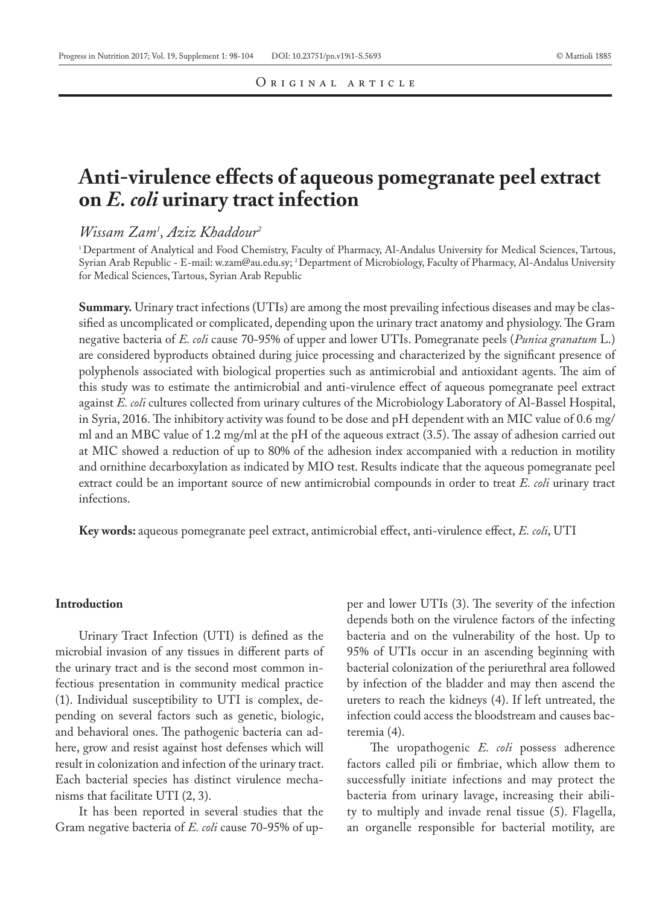Original article

# Anti-virulence effects of aqueous pomegranate peel extract on *E. coli* urinary tract infection

*Wissam Zam*[1], *Aziz Khaddour*[2]

[1] Department of Analytical and Food Chemistry, Faculty of Pharmacy, Al-Andalus University for Medical Sciences, Tartous, Syrian Arab Republic - E-mail: w.zam@au.edu.sy; [2] Department of Microbiology, Faculty of Pharmacy, Al-Andalus University for Medical Sciences, Tartous, Syrian Arab Republic

**Summary.** Urinary tract infections (UTIs) are among the most prevailing infectious diseases and may be classified as uncomplicated or complicated, depending upon the urinary tract anatomy and physiology. The Gram negative bacteria of *E. coli* cause 70-95% of upper and lower UTIs. Pomegranate peels (*Punica granatum* L.) are considered byproducts obtained during juice processing and characterized by the significant presence of polyphenols associated with biological properties such as antimicrobial and antioxidant agents. The aim of this study was to estimate the antimicrobial and anti-virulence effect of aqueous pomegranate peel extract against *E. coli* cultures collected from urinary cultures of the Microbiology Laboratory of Al-Bassel Hospital, in Syria, 2016. The inhibitory activity was found to be dose and pH dependent with an MIC value of 0.6 mg/ml and an MBC value of 1.2 mg/ml at the pH of the aqueous extract (3.5). The assay of adhesion carried out at MIC showed a reduction of up to 80% of the adhesion index accompanied with a reduction in motility and ornithine decarboxylation as indicated by MIO test. Results indicate that the aqueous pomegranate peel extract could be an important source of new antimicrobial compounds in order to treat *E. coli* urinary tract infections.

**Key words:** aqueous pomegranate peel extract, antimicrobial effect, anti-virulence effect, *E. coli*, UTI

## Introduction

Urinary Tract Infection (UTI) is defined as the microbial invasion of any tissues in different parts of the urinary tract and is the second most common infectious presentation in community medical practice (1). Individual susceptibility to UTI is complex, depending on several factors such as genetic, biologic, and behavioral ones. The pathogenic bacteria can adhere, grow and resist against host defenses which will result in colonization and infection of the urinary tract. Each bacterial species has distinct virulence mechanisms that facilitate UTI (2, 3).

It has been reported in several studies that the Gram negative bacteria of *E. coli* cause 70-95% of upper and lower UTIs (3). The severity of the infection depends both on the virulence factors of the infecting bacteria and on the vulnerability of the host. Up to 95% of UTIs occur in an ascending beginning with bacterial colonization of the periurethral area followed by infection of the bladder and may then ascend the ureters to reach the kidneys (4). If left untreated, the infection could access the bloodstream and causes bacteremia (4).

The uropathogenic *E. coli* possess adherence factors called pili or fimbriae, which allow them to successfully initiate infections and may protect the bacteria from urinary lavage, increasing their ability to multiply and invade renal tissue (5). Flagella, an organelle responsible for bacterial motility, are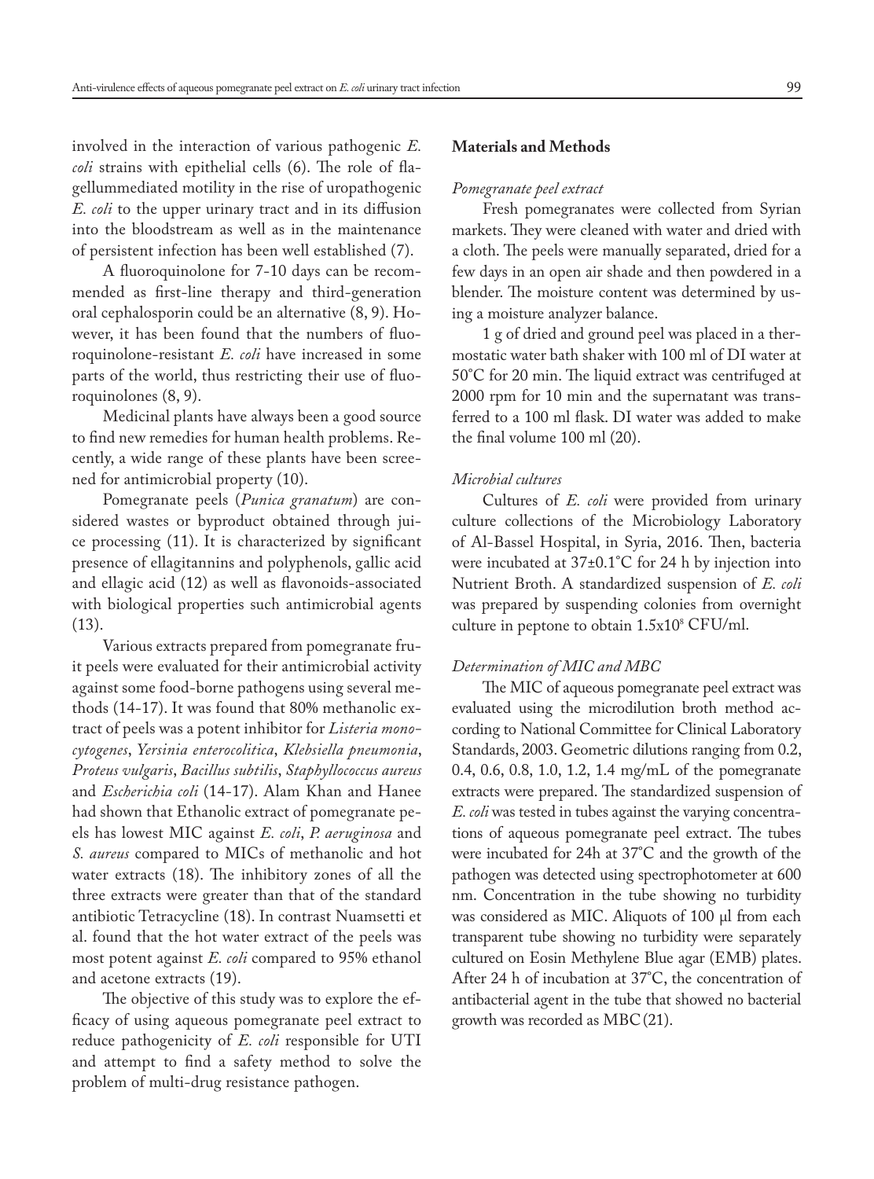involved in the interaction of various pathogenic *E. coli* strains with epithelial cells (6). The role of flagellummediated motility in the rise of uropathogenic *E. coli* to the upper urinary tract and in its diffusion into the bloodstream as well as in the maintenance of persistent infection has been well established (7).

A fluoroquinolone for 7-10 days can be recommended as first-line therapy and third-generation oral cephalosporin could be an alternative (8, 9). However, it has been found that the numbers of fluoroquinolone-resistant *E. coli* have increased in some parts of the world, thus restricting their use of fluoroquinolones (8, 9).

Medicinal plants have always been a good source to find new remedies for human health problems. Recently, a wide range of these plants have been screened for antimicrobial property (10).

Pomegranate peels (*Punica granatum*) are considered wastes or byproduct obtained through juice processing (11). It is characterized by significant presence of ellagitannins and polyphenols, gallic acid and ellagic acid (12) as well as flavonoids-associated with biological properties such antimicrobial agents (13).

Various extracts prepared from pomegranate fruit peels were evaluated for their antimicrobial activity against some food-borne pathogens using several methods (14-17). It was found that 80% methanolic extract of peels was a potent inhibitor for *Listeria monocytogenes*, *Yersinia enterocolitica*, *Klebsiella pneumonia*, *Proteus vulgaris*, *Bacillus subtilis*, *Staphyllococcus aureus* and *Escherichia coli* (14-17). Alam Khan and Hanee had shown that Ethanolic extract of pomegranate peels has lowest MIC against *E. coli*, *P. aeruginosa* and *S. aureus* compared to MICs of methanolic and hot water extracts (18). The inhibitory zones of all the three extracts were greater than that of the standard antibiotic Tetracycline (18). In contrast Nuamsetti et al. found that the hot water extract of the peels was most potent against *E. coli* compared to 95% ethanol and acetone extracts (19).

The objective of this study was to explore the efficacy of using aqueous pomegranate peel extract to reduce pathogenicity of *E. coli* responsible for UTI and attempt to find a safety method to solve the problem of multi-drug resistance pathogen.

## Materials and Methods

### *Pomegranate peel extract*

Fresh pomegranates were collected from Syrian markets. They were cleaned with water and dried with a cloth. The peels were manually separated, dried for a few days in an open air shade and then powdered in a blender. The moisture content was determined by using a moisture analyzer balance.

1 g of dried and ground peel was placed in a thermostatic water bath shaker with 100 ml of DI water at 50˚C for 20 min. The liquid extract was centrifuged at 2000 rpm for 10 min and the supernatant was transferred to a 100 ml flask. DI water was added to make the final volume 100 ml (20).

### *Microbial cultures*

Cultures of *E. coli* were provided from urinary culture collections of the Microbiology Laboratory of Al-Bassel Hospital, in Syria, 2016. Then, bacteria were incubated at 37±0.1˚C for 24 h by injection into Nutrient Broth. A standardized suspension of *E. coli* was prepared by suspending colonies from overnight culture in peptone to obtain $1.5 \times 10^8$ CFU/ml.

### *Determination of MIC and MBC*

The MIC of aqueous pomegranate peel extract was evaluated using the microdilution broth method according to National Committee for Clinical Laboratory Standards, 2003. Geometric dilutions ranging from 0.2, 0.4, 0.6, 0.8, 1.0, 1.2, 1.4 mg/mL of the pomegranate extracts were prepared. The standardized suspension of *E. coli* was tested in tubes against the varying concentrations of aqueous pomegranate peel extract. The tubes were incubated for 24h at 37˚C and the growth of the pathogen was detected using spectrophotometer at 600 nm. Concentration in the tube showing no turbidity was considered as MIC. Aliquots of 100 µl from each transparent tube showing no turbidity were separately cultured on Eosin Methylene Blue agar (EMB) plates. After 24 h of incubation at 37˚C, the concentration of antibacterial agent in the tube that showed no bacterial growth was recorded as MBC (21).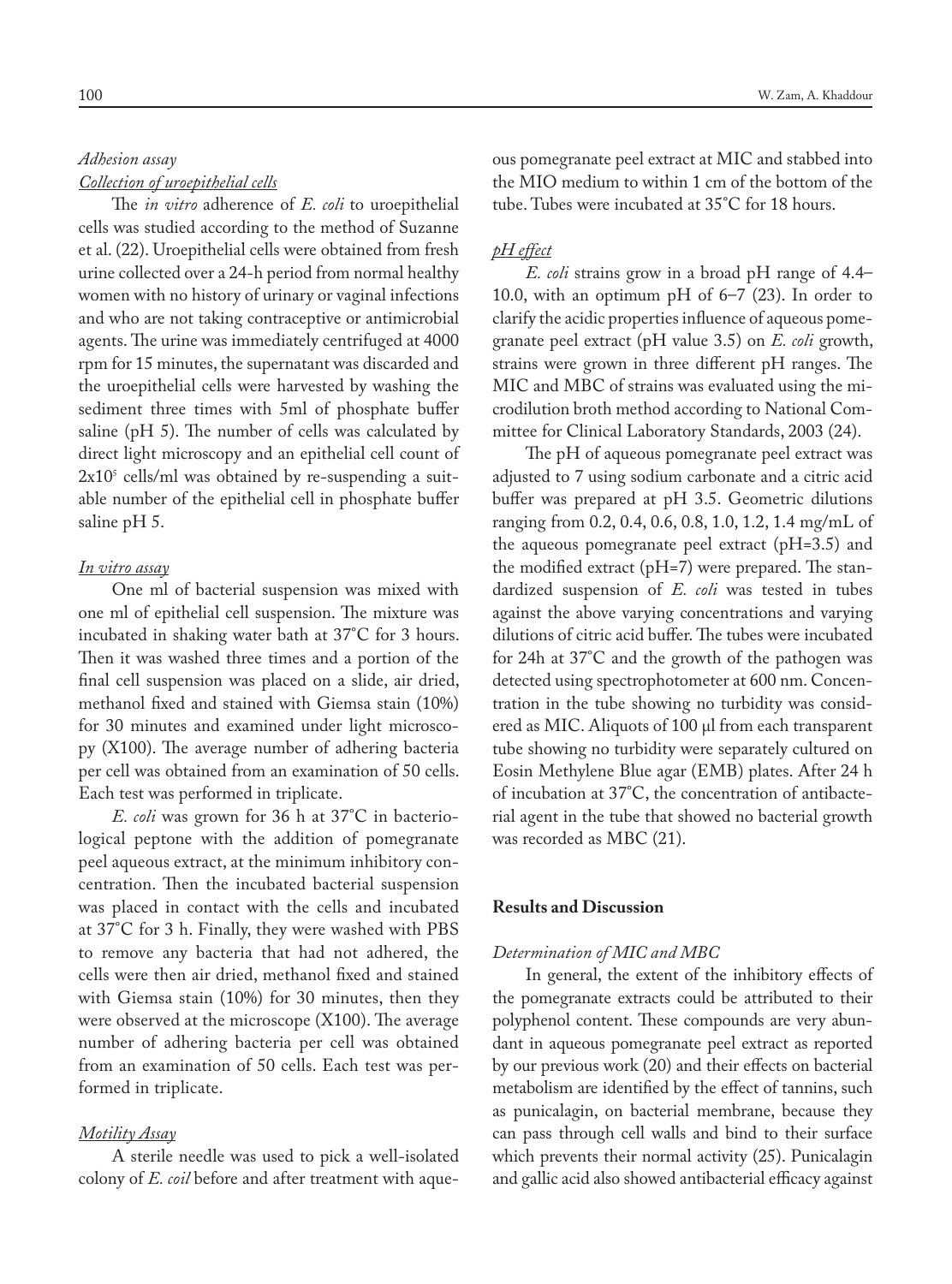*Adhesion assay*

*Collection of uroepithelial cells*

The *in vitro* adherence of *E. coli* to uroepithelial cells was studied according to the method of Suzanne et al. (22). Uroepithelial cells were obtained from fresh urine collected over a 24-h period from normal healthy women with no history of urinary or vaginal infections and who are not taking contraceptive or antimicrobial agents. The urine was immediately centrifuged at 4000 rpm for 15 minutes, the supernatant was discarded and the uroepithelial cells were harvested by washing the sediment three times with 5ml of phosphate buffer saline (pH 5). The number of cells was calculated by direct light microscopy and an epithelial cell count of $2x10^5$ cells/ml was obtained by re-suspending a suitable number of the epithelial cell in phosphate buffer saline pH 5.

*In vitro assay*

One ml of bacterial suspension was mixed with one ml of epithelial cell suspension. The mixture was incubated in shaking water bath at 37°C for 3 hours. Then it was washed three times and a portion of the final cell suspension was placed on a slide, air dried, methanol fixed and stained with Giemsa stain (10%) for 30 minutes and examined under light microscopy (X100). The average number of adhering bacteria per cell was obtained from an examination of 50 cells. Each test was performed in triplicate.

*E. coli* was grown for 36 h at 37°C in bacteriological peptone with the addition of pomegranate peel aqueous extract, at the minimum inhibitory concentration. Then the incubated bacterial suspension was placed in contact with the cells and incubated at 37°C for 3 h. Finally, they were washed with PBS to remove any bacteria that had not adhered, the cells were then air dried, methanol fixed and stained with Giemsa stain (10%) for 30 minutes, then they were observed at the microscope (X100). The average number of adhering bacteria per cell was obtained from an examination of 50 cells. Each test was performed in triplicate.

*Motility Assay*

A sterile needle was used to pick a well-isolated colony of *E. coil* before and after treatment with aqueous pomegranate peel extract at MIC and stabbed into the MIO medium to within 1 cm of the bottom of the tube. Tubes were incubated at 35°C for 18 hours.

*pH effect*

*E. coli* strains grow in a broad pH range of 4.4–10.0, with an optimum pH of 6–7 (23). In order to clarify the acidic properties influence of aqueous pomegranate peel extract (pH value 3.5) on *E. coli* growth, strains were grown in three different pH ranges. The MIC and MBC of strains was evaluated using the microdilution broth method according to National Committee for Clinical Laboratory Standards, 2003 (24).

The pH of aqueous pomegranate peel extract was adjusted to 7 using sodium carbonate and a citric acid buffer was prepared at pH 3.5. Geometric dilutions ranging from 0.2, 0.4, 0.6, 0.8, 1.0, 1.2, 1.4 mg/mL of the aqueous pomegranate peel extract (pH=3.5) and the modified extract (pH=7) were prepared. The standardized suspension of *E. coli* was tested in tubes against the above varying concentrations and varying dilutions of citric acid buffer. The tubes were incubated for 24h at 37°C and the growth of the pathogen was detected using spectrophotometer at 600 nm. Concentration in the tube showing no turbidity was considered as MIC. Aliquots of 100 µl from each transparent tube showing no turbidity were separately cultured on Eosin Methylene Blue agar (EMB) plates. After 24 h of incubation at 37°C, the concentration of antibacterial agent in the tube that showed no bacterial growth was recorded as MBC (21).

## Results and Discussion

*Determination of MIC and MBC*

In general, the extent of the inhibitory effects of the pomegranate extracts could be attributed to their polyphenol content. These compounds are very abundant in aqueous pomegranate peel extract as reported by our previous work (20) and their effects on bacterial metabolism are identified by the effect of tannins, such as punicalagin, on bacterial membrane, because they can pass through cell walls and bind to their surface which prevents their normal activity (25). Punicalagin and gallic acid also showed antibacterial efficacy against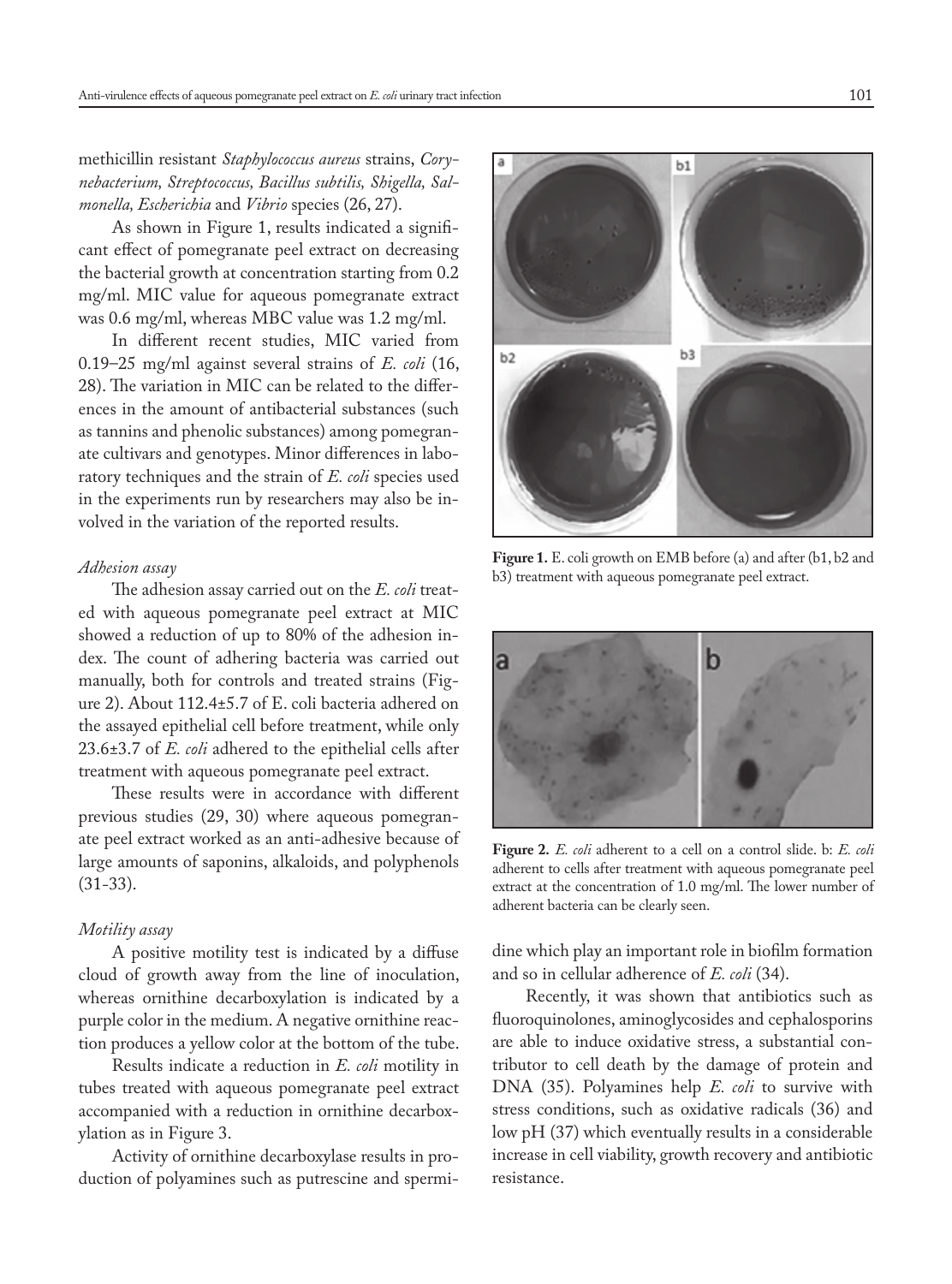methicillin resistant *Staphylococcus aureus* strains, *Corynebacterium, Streptococcus, Bacillus subtilis, Shigella, Salmonella, Escherichia* and *Vibrio* species (26, 27).

As shown in Figure 1, results indicated a significant effect of pomegranate peel extract on decreasing the bacterial growth at concentration starting from 0.2 mg/ml. MIC value for aqueous pomegranate extract was 0.6 mg/ml, whereas MBC value was 1.2 mg/ml.

In different recent studies, MIC varied from 0.19–25 mg/ml against several strains of *E. coli* (16, 28). The variation in MIC can be related to the differences in the amount of antibacterial substances (such as tannins and phenolic substances) among pomegranate cultivars and genotypes. Minor differences in laboratory techniques and the strain of *E. coli* species used in the experiments run by researchers may also be involved in the variation of the reported results.

**Figure 1.** E. coli growth on EMB before (a) and after (b1, b2 and b3) treatment with aqueous pomegranate peel extract.

### *Adhesion assay*

The adhesion assay carried out on the *E. coli* treated with aqueous pomegranate peel extract at MIC showed a reduction of up to 80% of the adhesion index. The count of adhering bacteria was carried out manually, both for controls and treated strains (Figure 2). About 112.4±5.7 of E. coli bacteria adhered on the assayed epithelial cell before treatment, while only 23.6±3.7 of *E. coli* adhered to the epithelial cells after treatment with aqueous pomegranate peel extract.

These results were in accordance with different previous studies (29, 30) where aqueous pomegranate peel extract worked as an anti-adhesive because of large amounts of saponins, alkaloids, and polyphenols (31-33).

**Figure 2.** *E. coli* adherent to a cell on a control slide. b: *E. coli* adherent to cells after treatment with aqueous pomegranate peel extract at the concentration of 1.0 mg/ml. The lower number of adherent bacteria can be clearly seen.

### *Motility assay*

A positive motility test is indicated by a diffuse cloud of growth away from the line of inoculation, whereas ornithine decarboxylation is indicated by a purple color in the medium. A negative ornithine reaction produces a yellow color at the bottom of the tube.

Results indicate a reduction in *E. coli* motility in tubes treated with aqueous pomegranate peel extract accompanied with a reduction in ornithine decarboxylation as in Figure 3.

Activity of ornithine decarboxylase results in production of polyamines such as putrescine and spermidine which play an important role in biofilm formation and so in cellular adherence of *E. coli* (34).

Recently, it was shown that antibiotics such as fluoroquinolones, aminoglycosides and cephalosporins are able to induce oxidative stress, a substantial contributor to cell death by the damage of protein and DNA (35). Polyamines help *E. coli* to survive with stress conditions, such as oxidative radicals (36) and low pH (37) which eventually results in a considerable increase in cell viability, growth recovery and antibiotic resistance.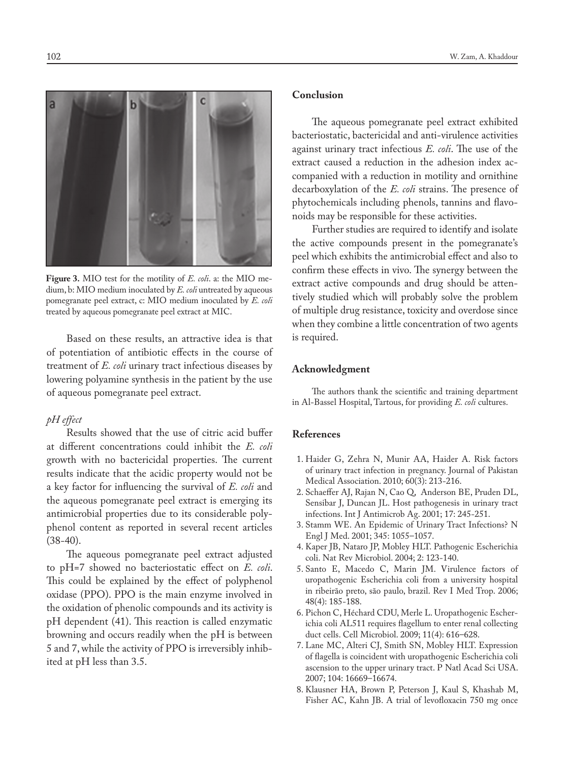**Figure 3.** MIO test for the motility of *E. coli*. a: the MIO medium, b: MIO medium inoculated by *E. coli* untreated by aqueous pomegranate peel extract, c: MIO medium inoculated by *E. coli* treated by aqueous pomegranate peel extract at MIC.

Based on these results, an attractive idea is that of potentiation of antibiotic effects in the course of treatment of *E. coli* urinary tract infectious diseases by lowering polyamine synthesis in the patient by the use of aqueous pomegranate peel extract.

*pH effect*

Results showed that the use of citric acid buffer at different concentrations could inhibit the *E. coli* growth with no bactericidal properties. The current results indicate that the acidic property would not be a key factor for influencing the survival of *E. coli* and the aqueous pomegranate peel extract is emerging its antimicrobial properties due to its considerable polyphenol content as reported in several recent articles (38-40).

The aqueous pomegranate peel extract adjusted to pH=7 showed no bacteriostatic effect on *E. coli*. This could be explained by the effect of polyphenol oxidase (PPO). PPO is the main enzyme involved in the oxidation of phenolic compounds and its activity is pH dependent (41). This reaction is called enzymatic browning and occurs readily when the pH is between 5 and 7, while the activity of PPO is irreversibly inhibited at pH less than 3.5.

## Conclusion

The aqueous pomegranate peel extract exhibited bacteriostatic, bactericidal and anti-virulence activities against urinary tract infectious *E. coli*. The use of the extract caused a reduction in the adhesion index accompanied with a reduction in motility and ornithine decarboxylation of the *E. coli* strains. The presence of phytochemicals including phenols, tannins and flavonoids may be responsible for these activities.

Further studies are required to identify and isolate the active compounds present in the pomegranate's peel which exhibits the antimicrobial effect and also to confirm these effects in vivo. The synergy between the extract active compounds and drug should be attentively studied which will probably solve the problem of multiple drug resistance, toxicity and overdose since when they combine a little concentration of two agents is required.

## Acknowledgment

The authors thank the scientific and training department in Al-Bassel Hospital, Tartous, for providing *E. coli* cultures.

## References

1. Haider G, Zehra N, Munir AA, Haider A. Risk factors of urinary tract infection in pregnancy. Journal of Pakistan Medical Association. 2010; 60(3): 213-216.
2. Schaeffer AJ, Rajan N, Cao Q, Anderson BE, Pruden DL, Sensibar J, Duncan JL. Host pathogenesis in urinary tract infections. Int J Antimicrob Ag. 2001; 17: 245-251.
3. Stamm WE. An Epidemic of Urinary Tract Infections? N Engl J Med. 2001; 345: 1055–1057.
4. Kaper JB, Nataro JP, Mobley HLT. Pathogenic Escherichia coli. Nat Rev Microbiol. 2004; 2: 123-140.
5. Santo E, Macedo C, Marin JM. Virulence factors of uropathogenic Escherichia coli from a university hospital in ribeirão preto, são paulo, brazil. Rev I Med Trop. 2006; 48(4): 185-188.
6. Pichon C, Héchard CDU, Merle L. Uropathogenic Escherichia coli AL511 requires flagellum to enter renal collecting duct cells. Cell Microbiol. 2009; 11(4): 616–628.
7. Lane MC, Alteri CJ, Smith SN, Mobley HLT. Expression of flagella is coincident with uropathogenic Escherichia coli ascension to the upper urinary tract. P Natl Acad Sci USA. 2007; 104: 16669–16674.
8. Klausner HA, Brown P, Peterson J, Kaul S, Khashab M, Fisher AC, Kahn JB. A trial of levofloxacin 750 mg once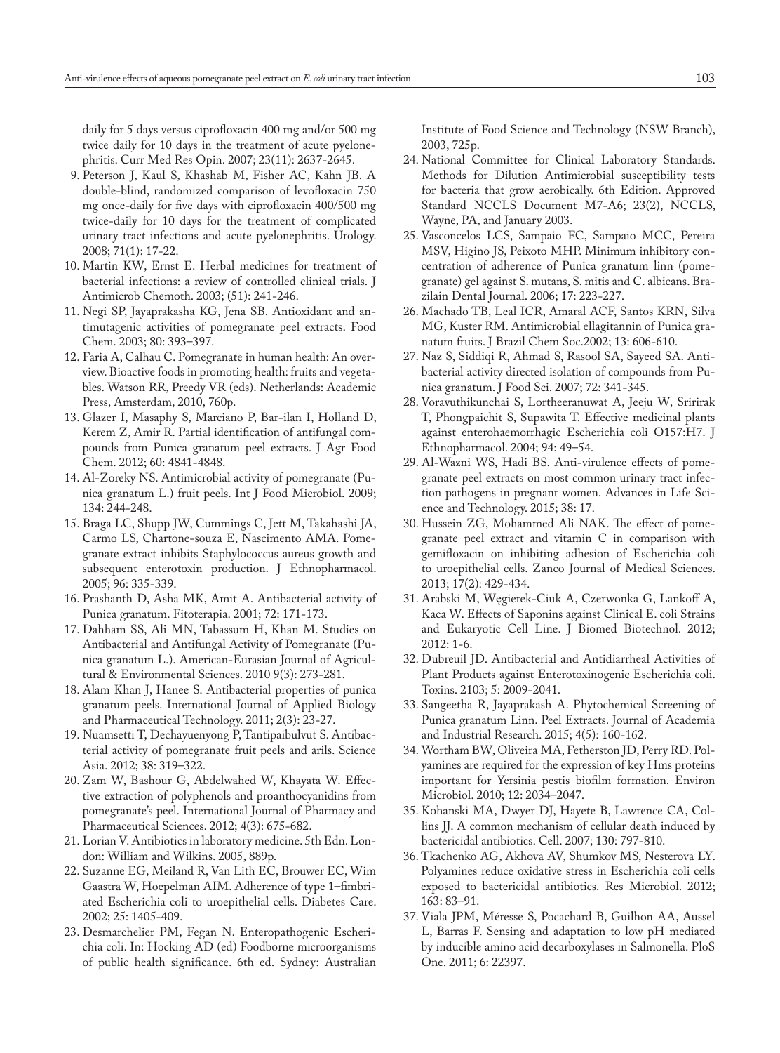daily for 5 days versus ciprofloxacin 400 mg and/or 500 mg twice daily for 10 days in the treatment of acute pyelonephritis. Curr Med Res Opin. 2007; 23(11): 2637-2645.

9. Peterson J, Kaul S, Khashab M, Fisher AC, Kahn JB. A double-blind, randomized comparison of levofloxacin 750 mg once-daily for five days with ciprofloxacin 400/500 mg twice-daily for 10 days for the treatment of complicated urinary tract infections and acute pyelonephritis. Urology. 2008; 71(1): 17-22.
10. Martin KW, Ernst E. Herbal medicines for treatment of bacterial infections: a review of controlled clinical trials. J Antimicrob Chemoth. 2003; (51): 241-246.
11. Negi SP, Jayaprakasha KG, Jena SB. Antioxidant and antimutagenic activities of pomegranate peel extracts. Food Chem. 2003; 80: 393–397.
12. Faria A, Calhau C. Pomegranate in human health: An overview. Bioactive foods in promoting health: fruits and vegetables. Watson RR, Preedy VR (eds). Netherlands: Academic Press, Amsterdam, 2010, 760p.
13. Glazer I, Masaphy S, Marciano P, Bar-ilan I, Holland D, Kerem Z, Amir R. Partial identification of antifungal compounds from Punica granatum peel extracts. J Agr Food Chem. 2012; 60: 4841-4848.
14. Al-Zoreky NS. Antimicrobial activity of pomegranate (Punica granatum L.) fruit peels. Int J Food Microbiol. 2009; 134: 244-248.
15. Braga LC, Shupp JW, Cummings C, Jett M, Takahashi JA, Carmo LS, Chartone-souza E, Nascimento AMA. Pomegranate extract inhibits Staphylococcus aureus growth and subsequent enterotoxin production. J Ethnopharmacol. 2005; 96: 335-339.
16. Prashanth D, Asha MK, Amit A. Antibacterial activity of Punica granatum. Fitoterapia. 2001; 72: 171-173.
17. Dahham SS, Ali MN, Tabassum H, Khan M. Studies on Antibacterial and Antifungal Activity of Pomegranate (Punica granatum L.). American-Eurasian Journal of Agricultural & Environmental Sciences. 2010 9(3): 273-281.
18. Alam Khan J, Hanee S. Antibacterial properties of punica granatum peels. International Journal of Applied Biology and Pharmaceutical Technology. 2011; 2(3): 23-27.
19. Nuamsetti T, Dechayuenyong P, Tantipaibulvut S. Antibacterial activity of pomegranate fruit peels and arils. Science Asia. 2012; 38: 319–322.
20. Zam W, Bashour G, Abdelwahed W, Khayata W. Effective extraction of polyphenols and proanthocyanidins from pomegranate's peel. International Journal of Pharmacy and Pharmaceutical Sciences. 2012; 4(3): 675-682.
21. Lorian V. Antibiotics in laboratory medicine. 5th Edn. London: William and Wilkins. 2005, 889p.
22. Suzanne EG, Meiland R, Van Lith EC, Brouwer EC, Wim Gaastra W, Hoepelman AIM. Adherence of type 1–fimbriated Escherichia coli to uroepithelial cells. Diabetes Care. 2002; 25: 1405-409.
23. Desmarchelier PM, Fegan N. Enteropathogenic Escherichia coli. In: Hocking AD (ed) Foodborne microorganisms of public health significance. 6th ed. Sydney: Australian Institute of Food Science and Technology (NSW Branch), 2003, 725p.
24. National Committee for Clinical Laboratory Standards. Methods for Dilution Antimicrobial susceptibility tests for bacteria that grow aerobically. 6th Edition. Approved Standard NCCLS Document M7-A6; 23(2), NCCLS, Wayne, PA, and January 2003.
25. Vasconcelos LCS, Sampaio FC, Sampaio MCC, Pereira MSV, Higino JS, Peixoto MHP. Minimum inhibitory concentration of adherence of Punica granatum linn (pomegranate) gel against S. mutans, S. mitis and C. albicans. Brazilain Dental Journal. 2006; 17: 223-227.
26. Machado TB, Leal ICR, Amaral ACF, Santos KRN, Silva MG, Kuster RM. Antimicrobial ellagitannin of Punica granatum fruits. J Brazil Chem Soc.2002; 13: 606-610.
27. Naz S, Siddiqi R, Ahmad S, Rasool SA, Sayeed SA. Antibacterial activity directed isolation of compounds from Punica granatum. J Food Sci. 2007; 72: 341-345.
28. Voravuthikunchai S, Lortheeranuwat A, Jeeju W, Sririrak T, Phongpaichit S, Supawita T. Effective medicinal plants against enterohaemorrhagic Escherichia coli O157:H7. J Ethnopharmacol. 2004; 94: 49–54.
29. Al-Wazni WS, Hadi BS. Anti-virulence effects of pomegranate peel extracts on most common urinary tract infection pathogens in pregnant women. Advances in Life Science and Technology. 2015; 38: 17.
30. Hussein ZG, Mohammed Ali NAK. The effect of pomegranate peel extract and vitamin C in comparison with gemifloxacin on inhibiting adhesion of Escherichia coli to uroepithelial cells. Zanco Journal of Medical Sciences. 2013; 17(2): 429-434.
31. Arabski M, Węgierek-Ciuk A, Czerwonka G, Lankoff A, Kaca W. Effects of Saponins against Clinical E. coli Strains and Eukaryotic Cell Line. J Biomed Biotechnol. 2012; 2012: 1-6.
32. Dubreuil JD. Antibacterial and Antidiarrheal Activities of Plant Products against Enterotoxinogenic Escherichia coli. Toxins. 2103; 5: 2009-2041.
33. Sangeetha R, Jayaprakash A. Phytochemical Screening of Punica granatum Linn. Peel Extracts. Journal of Academia and Industrial Research. 2015; 4(5): 160-162.
34. Wortham BW, Oliveira MA, Fetherston JD, Perry RD. Polyamines are required for the expression of key Hms proteins important for Yersinia pestis biofilm formation. Environ Microbiol. 2010; 12: 2034–2047.
35. Kohanski MA, Dwyer DJ, Hayete B, Lawrence CA, Collins JJ. A common mechanism of cellular death induced by bactericidal antibiotics. Cell. 2007; 130: 797-810.
36. Tkachenko AG, Akhova AV, Shumkov MS, Nesterova LY. Polyamines reduce oxidative stress in Escherichia coli cells exposed to bactericidal antibiotics. Res Microbiol. 2012; 163: 83–91.
37. Viala JPM, Méresse S, Pocachard B, Guilhon AA, Aussel L, Barras F. Sensing and adaptation to low pH mediated by inducible amino acid decarboxylases in Salmonella. PloS One. 2011; 6: 22397.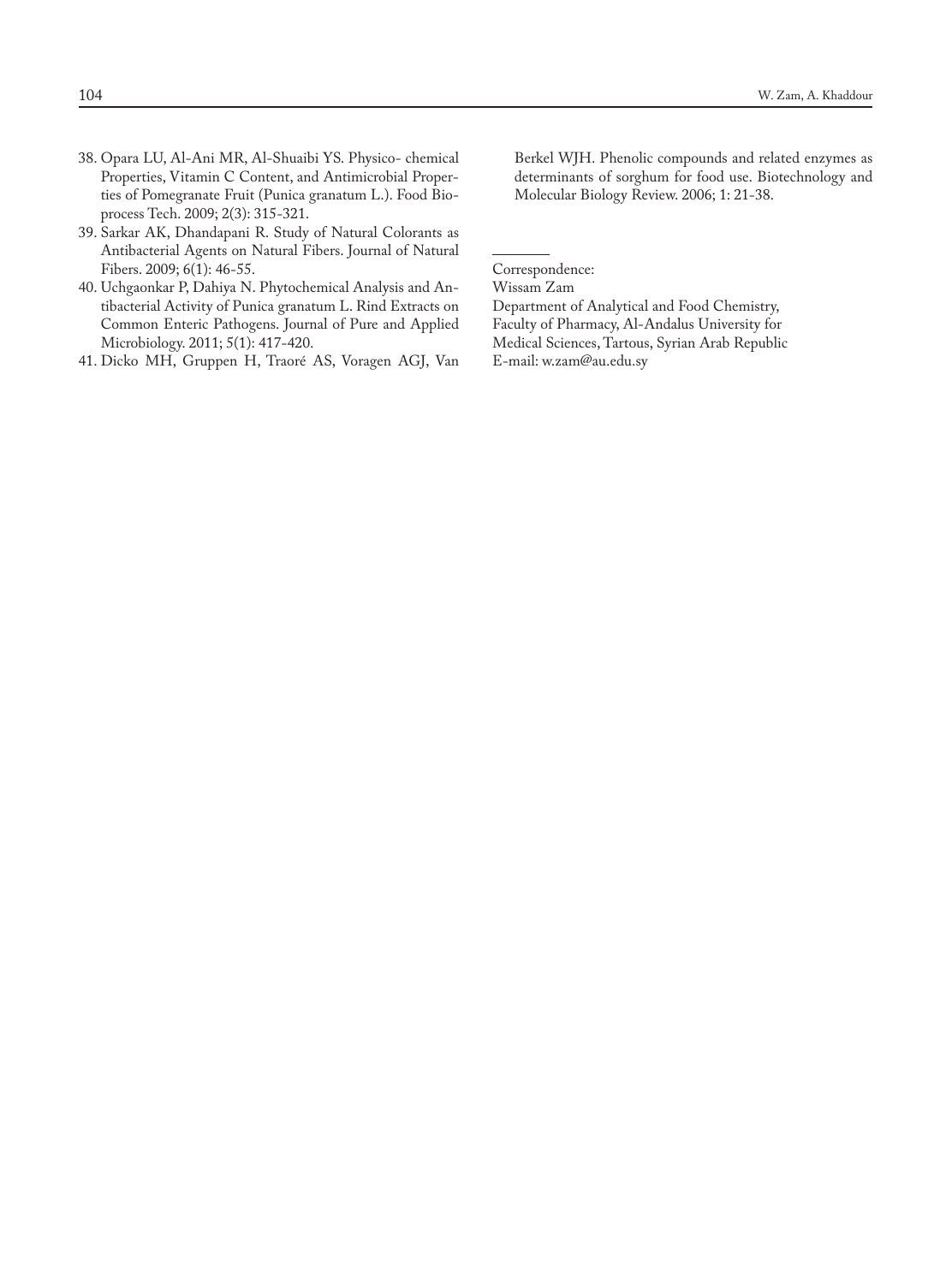38. Opara LU, Al-Ani MR, Al-Shuaibi YS. Physico- chemical Properties, Vitamin C Content, and Antimicrobial Properties of Pomegranate Fruit (Punica granatum L.). Food Bioprocess Tech. 2009; 2(3): 315-321.
39. Sarkar AK, Dhandapani R. Study of Natural Colorants as Antibacterial Agents on Natural Fibers. Journal of Natural Fibers. 2009; 6(1): 46-55.
40. Uchgaonkar P, Dahiya N. Phytochemical Analysis and Antibacterial Activity of Punica granatum L. Rind Extracts on Common Enteric Pathogens. Journal of Pure and Applied Microbiology. 2011; 5(1): 417-420.
41. Dicko MH, Gruppen H, Traoré AS, Voragen AGJ, Van Berkel WJH. Phenolic compounds and related enzymes as determinants of sorghum for food use. Biotechnology and Molecular Biology Review. 2006; 1: 21-38.

---

Correspondence:
Wissam Zam
Department of Analytical and Food Chemistry,
Faculty of Pharmacy, Al-Andalus University for
Medical Sciences, Tartous, Syrian Arab Republic
E-mail: w.zam@au.edu.sy